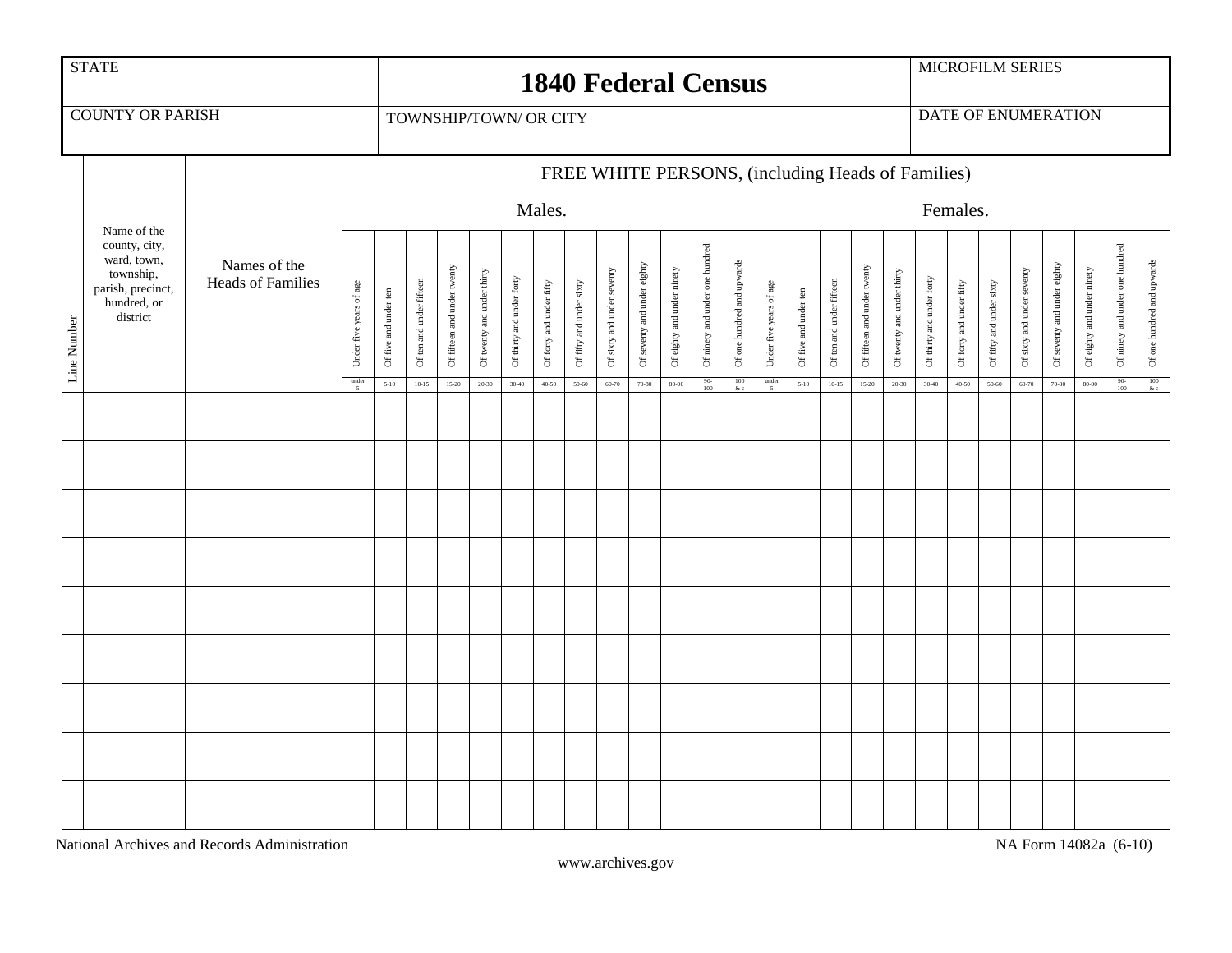| STATE | 1840 Federal Census | MICROFILM SERIES |
|---|---|---|
| COUNTY OR PARISH | TOWNSHIP/TOWN/ OR CITY | DATE OF ENUMERATION |

| Line Number | Name of the county, city, ward, town, township, parish, precinct, hundred, or district | Names of the Heads of Families | FREE WHITE PERSONS, (including Heads of Families) | | | | | | | | | | | | | | | | | | | | | | | | | |
|---|---|---|---|---|---|---|---|---|---|---|---|---|---|---|---|---|---|---|---|---|---|---|---|---|---|---|---|---|
| | | | Males. | | | | | | | | | | | | | Females. | | | | | | | | | | | | |
| | | | Under five years of age | Of five and under ten | Of ten and under fifteen | Of fifteen and under twenty | Of twenty and under thirty | Of thirty and under forty | Of forty and under fifty | Of fifty and under sixty | Of sixty and under seventy | Of seventy and under eighty | Of eighty and under ninety | Of ninety and under one hundred | Of one hundred and upwards | Under five years of age | Of five and under ten | Of ten and under fifteen | Of fifteen and under twenty | Of twenty and under thirty | Of thirty and under forty | Of forty and under fifty | Of fifty and under sixty | Of sixty and under seventy | Of seventy and under eighty | Of eighty and under ninety | Of ninety and under one hundred | Of one hundred and upwards |
| | | | under 5 | 5-10 | 10-15 | 15-20 | 20-30 | 30-40 | 40-50 | 50-60 | 60-70 | 70-80 | 80-90 | 90-100 | 100 & c | under 5 | 5-10 | 10-15 | 15-20 | 20-30 | 30-40 | 40-50 | 50-60 | 60-70 | 70-80 | 80-90 | 90-100 | 100 & c |
| | | | | | | | | | | | | | | | | | | | | | | | | | | | | |
| | | | | | | | | | | | | | | | | | | | | | | | | | | | | |
| | | | | | | | | | | | | | | | | | | | | | | | | | | | | |
| | | | | | | | | | | | | | | | | | | | | | | | | | | | | |
| | | | | | | | | | | | | | | | | | | | | | | | | | | | | |
| | | | | | | | | | | | | | | | | | | | | | | | | | | | | |
| | | | | | | | | | | | | | | | | | | | | | | | | | | | | |
| | | | | | | | | | | | | | | | | | | | | | | | | | | | | |
| | | | | | | | | | | | | | | | | | | | | | | | | | | | | |

National Archives and Records Administration

NA Form 14082a (6-10)

www.archives.gov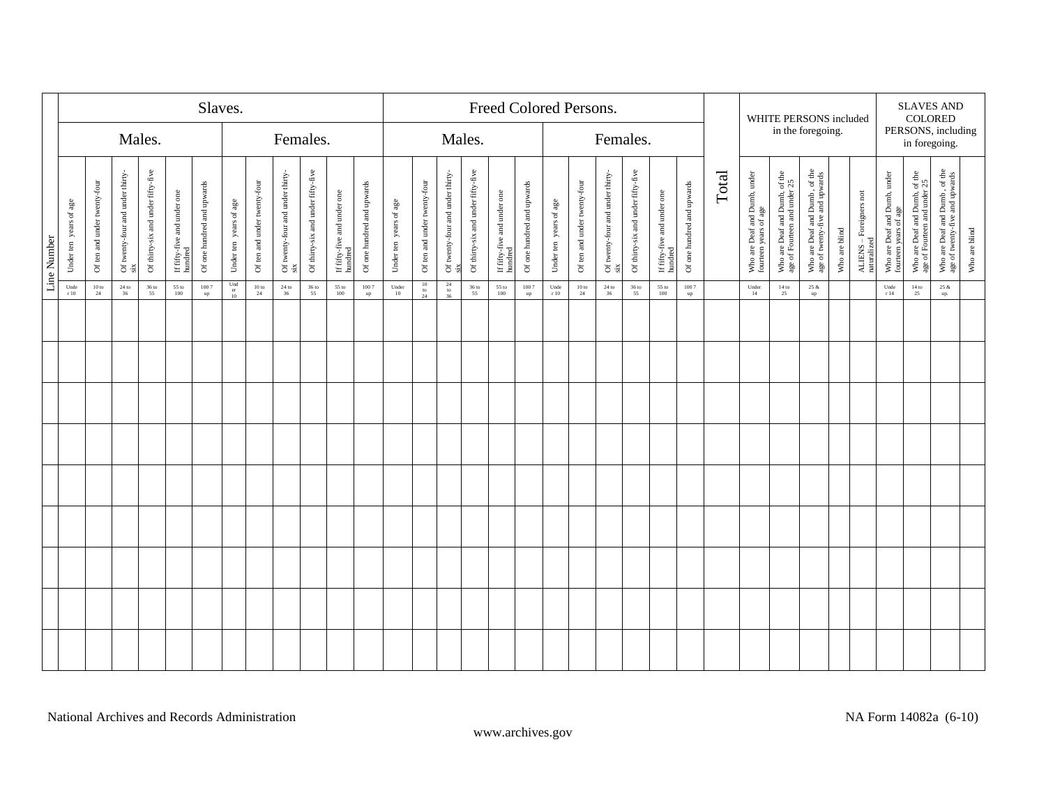| Line Number | Slaves. | | | | | | | | | | | | Freed Colored Persons. | | | | | | | | | | | | Total | WHITE PERSONS included in the foregoing. | | | | | SLAVES AND COLORED PERSONS, including in foregoing. | | | |
|---|---|---|---|---|---|---|---|---|---|---|---|---|---|---|---|---|---|---|---|---|---|---|---|---|---|---|---|---|---|---|---|---|---|---|
| | Males. | | | | | | Females. | | | | | | Males. | | | | | | Females. | | | | | | | | | | | | | | | |
| | Under ten years of age | Of ten and under twenty-four | Of twenty-four and under thirty-six | Of thirty-six and under fifty-five | If fifty-five and under one hundred | Of one hundred and upwards | Under ten years of age | Of ten and under twenty-four | Of twenty-four and under thirty-six | Of thirty-six and under fifty-five | If fifty-five and under one hundred | Of one hundred and upwards | Under ten years of age | Of ten and under twenty-four | Of twenty-four and under thirty-six | Of thirty-six and under fifty-five | If fifty-five and under one hundred | Of one hundred and upwards | Under ten years of age | Of ten and under twenty-four | Of twenty-four and under thirty-six | Of thirty-six and under fifty-five | If fifty-five and under one hundred | Of one hundred and upwards | | Who are Deaf and Dumb, under fourteen years of age | Who are Deaf and Dumb, of the age of Fourteen and under 25 | Who are Deaf and Dumb , of the age of twenty-five and upwards | Who are blind | ALIENS – Foreigners not naturalized | Who are Deaf and Dumb, under fourteen years of age | Who are Deaf and Dumb, of the age of Fourteen and under 25 | Who are Deaf and Dumb , of the age of twenty-five and upwards | Who are blind |
| | Under 10 | 10 to 24 | 24 to 36 | 36 to 55 | 55 to 100 | 100 7 up | Under 10 | 10 to 24 | 24 to 36 | 36 to 55 | 55 to 100 | 100 7 up | Under 10 | 10 to 24 | 24 to 36 | 36 to 55 | 55 to 100 | 100 7 up | Under 10 | 10 to 24 | 24 to 36 | 36 to 55 | 55 to 100 | 100 7 up | | Under 14 | 14 to 25 | 25 & up | | | Under 14 | 14 to 25 | 25 & up. | |
| | | | | | | | | | | | | | | | | | | | | | | | | | | | | | | | | | | |
| | | | | | | | | | | | | | | | | | | | | | | | | | | | | | | | | | | |
| | | | | | | | | | | | | | | | | | | | | | | | | | | | | | | | | | | |
| | | | | | | | | | | | | | | | | | | | | | | | | | | | | | | | | | | |
| | | | | | | | | | | | | | | | | | | | | | | | | | | | | | | | | | | |
| | | | | | | | | | | | | | | | | | | | | | | | | | | | | | | | | | | |
| | | | | | | | | | | | | | | | | | | | | | | | | | | | | | | | | | | |
| | | | | | | | | | | | | | | | | | | | | | | | | | | | | | | | | | | |
| | | | | | | | | | | | | | | | | | | | | | | | | | | | | | | | | | | |